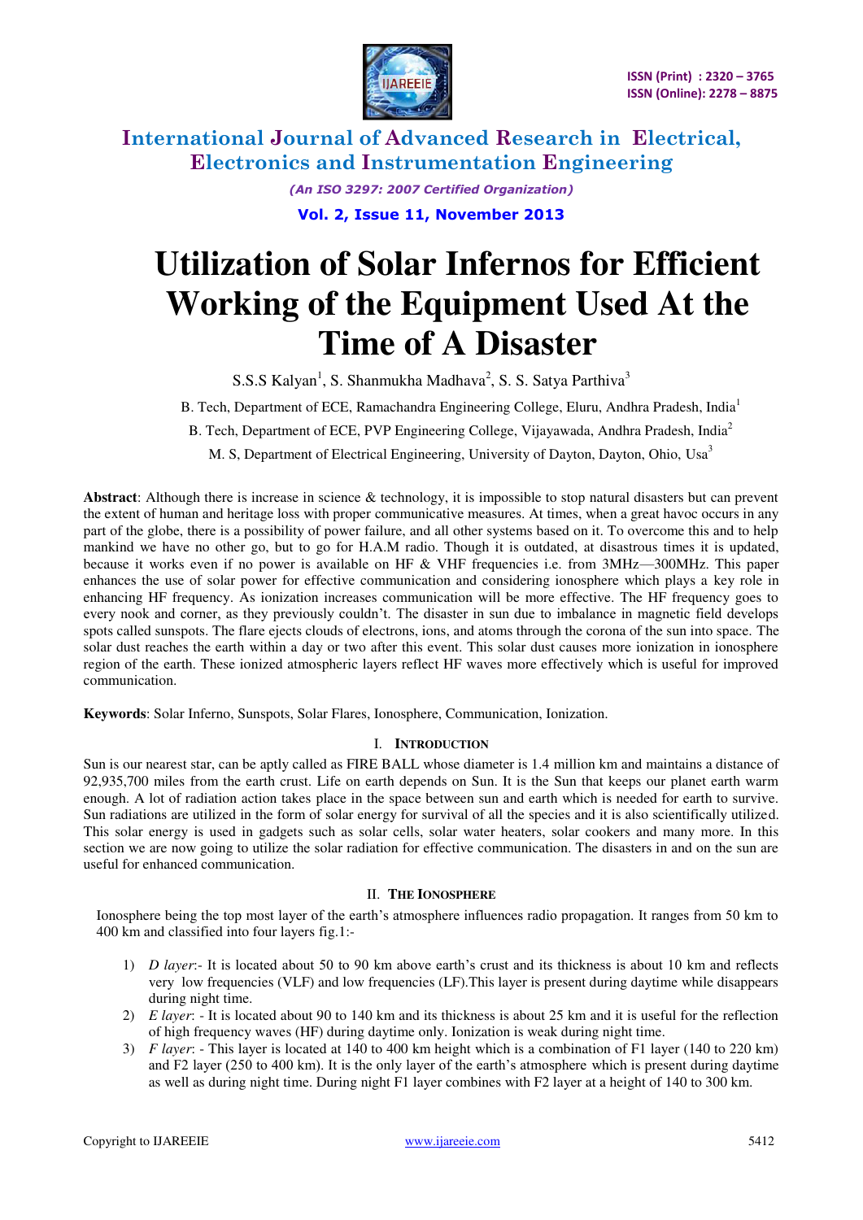# Utilization of Solar Infernos for Efficient Working of the Equipment Used At the Time of A Disaster

S.S.S Kalyan[1], S. Shanmukha Madhava[2], S. S. Satya Parthiva[3]

B. Tech, Department of ECE, Ramachandra Engineering College, Eluru, Andhra Pradesh, India[1]

B. Tech, Department of ECE, PVP Engineering College, Vijayawada, Andhra Pradesh, India[2]

M. S, Department of Electrical Engineering, University of Dayton, Dayton, Ohio, Usa[3]

**Abstract**: Although there is increase in science & technology, it is impossible to stop natural disasters but can prevent the extent of human and heritage loss with proper communicative measures. At times, when a great havoc occurs in any part of the globe, there is a possibility of power failure, and all other systems based on it. To overcome this and to help mankind we have no other go, but to go for H.A.M radio. Though it is outdated, at disastrous times it is updated, because it works even if no power is available on HF & VHF frequencies i.e. from 3MHz—300MHz. This paper enhances the use of solar power for effective communication and considering ionosphere which plays a key role in enhancing HF frequency. As ionization increases communication will be more effective. The HF frequency goes to every nook and corner, as they previously couldn't. The disaster in sun due to imbalance in magnetic field develops spots called sunspots. The flare ejects clouds of electrons, ions, and atoms through the corona of the sun into space. The solar dust reaches the earth within a day or two after this event. This solar dust causes more ionization in ionosphere region of the earth. These ionized atmospheric layers reflect HF waves more effectively which is useful for improved communication.

**Keywords**: Solar Inferno, Sunspots, Solar Flares, Ionosphere, Communication, Ionization.

## I. Introduction

Sun is our nearest star, can be aptly called as FIRE BALL whose diameter is 1.4 million km and maintains a distance of 92,935,700 miles from the earth crust. Life on earth depends on Sun. It is the Sun that keeps our planet earth warm enough. A lot of radiation action takes place in the space between sun and earth which is needed for earth to survive. Sun radiations are utilized in the form of solar energy for survival of all the species and it is also scientifically utilized. This solar energy is used in gadgets such as solar cells, solar water heaters, solar cookers and many more. In this section we are now going to utilize the solar radiation for effective communication. The disasters in and on the sun are useful for enhanced communication.

## II. The Ionosphere

Ionosphere being the top most layer of the earth's atmosphere influences radio propagation. It ranges from 50 km to 400 km and classified into four layers fig.1:-

1) *D layer*:- It is located about 50 to 90 km above earth's crust and its thickness is about 10 km and reflects very low frequencies (VLF) and low frequencies (LF).This layer is present during daytime while disappears during night time.
2) *E layer*: - It is located about 90 to 140 km and its thickness is about 25 km and it is useful for the reflection of high frequency waves (HF) during daytime only. Ionization is weak during night time.
3) *F layer*: - This layer is located at 140 to 400 km height which is a combination of F1 layer (140 to 220 km) and F2 layer (250 to 400 km). It is the only layer of the earth's atmosphere which is present during daytime as well as during night time. During night F1 layer combines with F2 layer at a height of 140 to 300 km.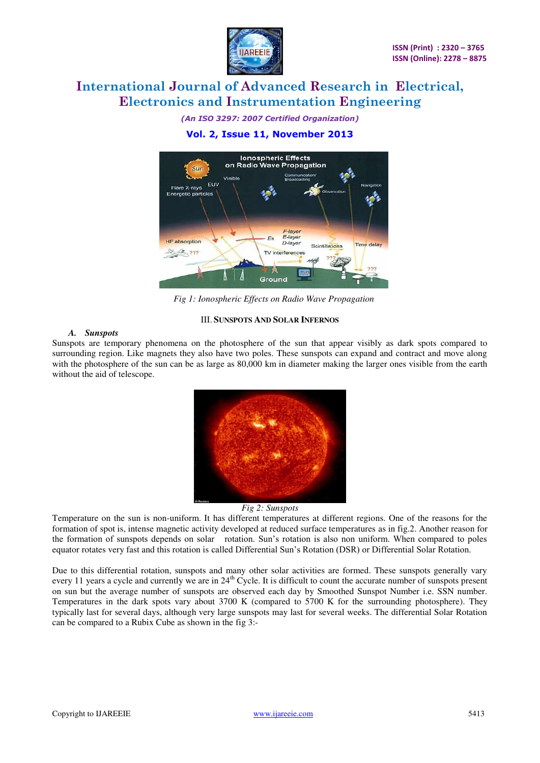Fig 1: Ionospheric Effects on Radio Wave Propagation

## III. SUNSPOTS AND SOLAR INFERNOS

### A. *Sunspots*

Sunspots are temporary phenomena on the photosphere of the sun that appear visibly as dark spots compared to surrounding region. Like magnets they also have two poles. These sunspots can expand and contract and move along with the photosphere of the sun can be as large as 80,000 km in diameter making the larger ones visible from the earth without the aid of telescope.

*Fig 2: Sunspots*

Temperature on the sun is non-uniform. It has different temperatures at different regions. One of the reasons for the formation of spot is, intense magnetic activity developed at reduced surface temperatures as in fig.2. Another reason for the formation of sunspots depends on solar rotation. Sun's rotation is also non uniform. When compared to poles equator rotates very fast and this rotation is called Differential Sun's Rotation (DSR) or Differential Solar Rotation.

Due to this differential rotation, sunspots and many other solar activities are formed. These sunspots generally vary every 11 years a cycle and currently we are in 24th Cycle. It is difficult to count the accurate number of sunspots present on sun but the average number of sunspots are observed each day by Smoothed Sunspot Number i.e. SSN number. Temperatures in the dark spots vary about 3700 K (compared to 5700 K for the surrounding photosphere). They typically last for several days, although very large sunspots may last for several weeks. The differential Solar Rotation can be compared to a Rubix Cube as shown in the fig 3:-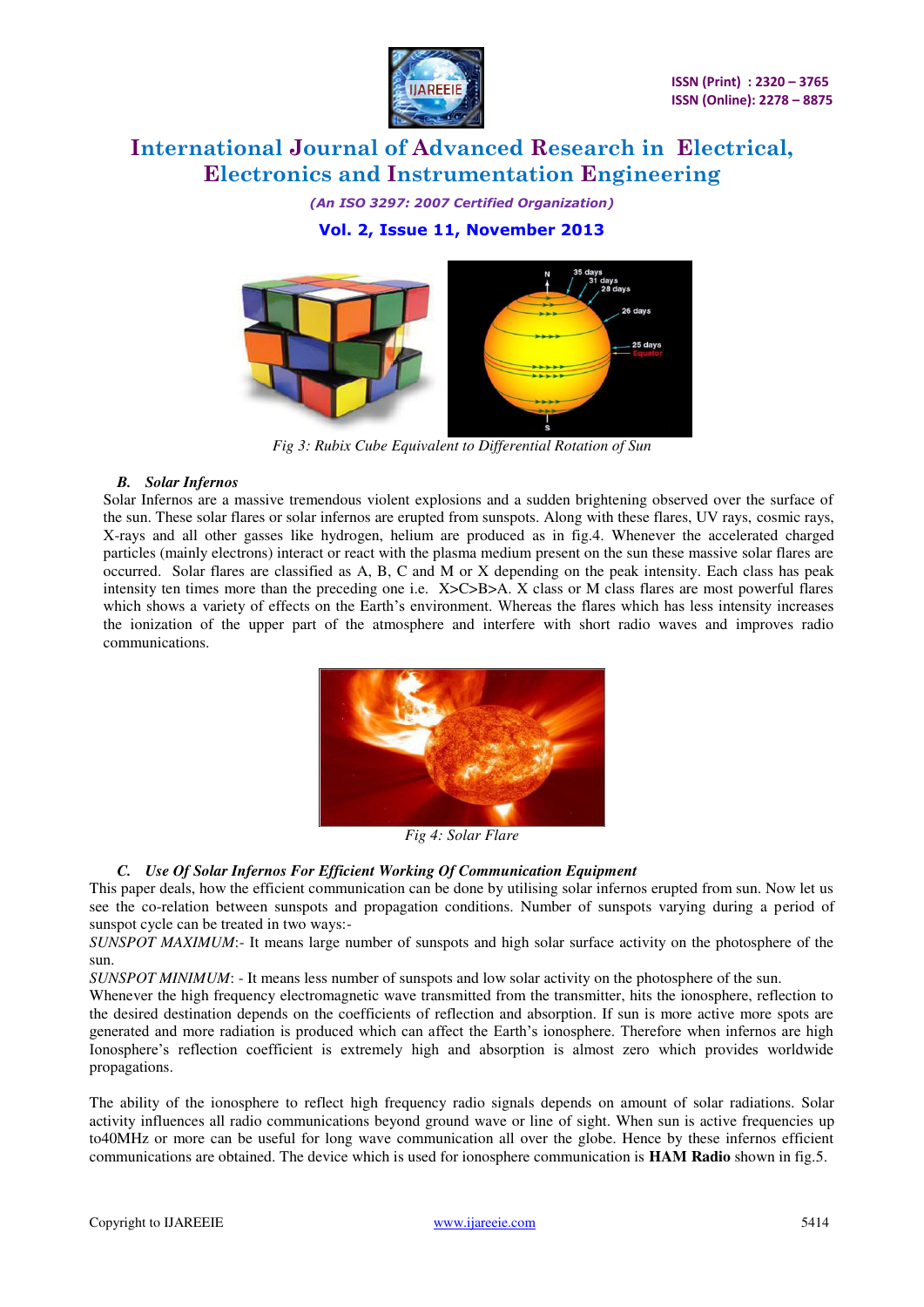Fig 3: Rubix Cube Equivalent to Differential Rotation of Sun

### B. Solar Infernos

Solar Infernos are a massive tremendous violent explosions and a sudden brightening observed over the surface of the sun. These solar flares or solar infernos are erupted from sunspots. Along with these flares, UV rays, cosmic rays, X-rays and all other gasses like hydrogen, helium are produced as in fig.4. Whenever the accelerated charged particles (mainly electrons) interact or react with the plasma medium present on the sun these massive solar flares are occurred. Solar flares are classified as A, B, C and M or X depending on the peak intensity. Each class has peak intensity ten times more than the preceding one i.e. X>C>B>A. X class or M class flares are most powerful flares which shows a variety of effects on the Earth's environment. Whereas the flares which has less intensity increases the ionization of the upper part of the atmosphere and interfere with short radio waves and improves radio communications.

Fig 4: Solar Flare

### C. Use Of Solar Infernos For Efficient Working Of Communication Equipment

This paper deals, how the efficient communication can be done by utilising solar infernos erupted from sun. Now let us see the co-relation between sunspots and propagation conditions. Number of sunspots varying during a period of sunspot cycle can be treated in two ways:-

*SUNSPOT MAXIMUM*:- It means large number of sunspots and high solar surface activity on the photosphere of the sun.

*SUNSPOT MINIMUM*: - It means less number of sunspots and low solar activity on the photosphere of the sun.

Whenever the high frequency electromagnetic wave transmitted from the transmitter, hits the ionosphere, reflection to the desired destination depends on the coefficients of reflection and absorption. If sun is more active more spots are generated and more radiation is produced which can affect the Earth's ionosphere. Therefore when infernos are high Ionosphere's reflection coefficient is extremely high and absorption is almost zero which provides worldwide propagations.

The ability of the ionosphere to reflect high frequency radio signals depends on amount of solar radiations. Solar activity influences all radio communications beyond ground wave or line of sight. When sun is active frequencies up to40MHz or more can be useful for long wave communication all over the globe. Hence by these infernos efficient communications are obtained. The device which is used for ionosphere communication is **HAM Radio** shown in fig.5.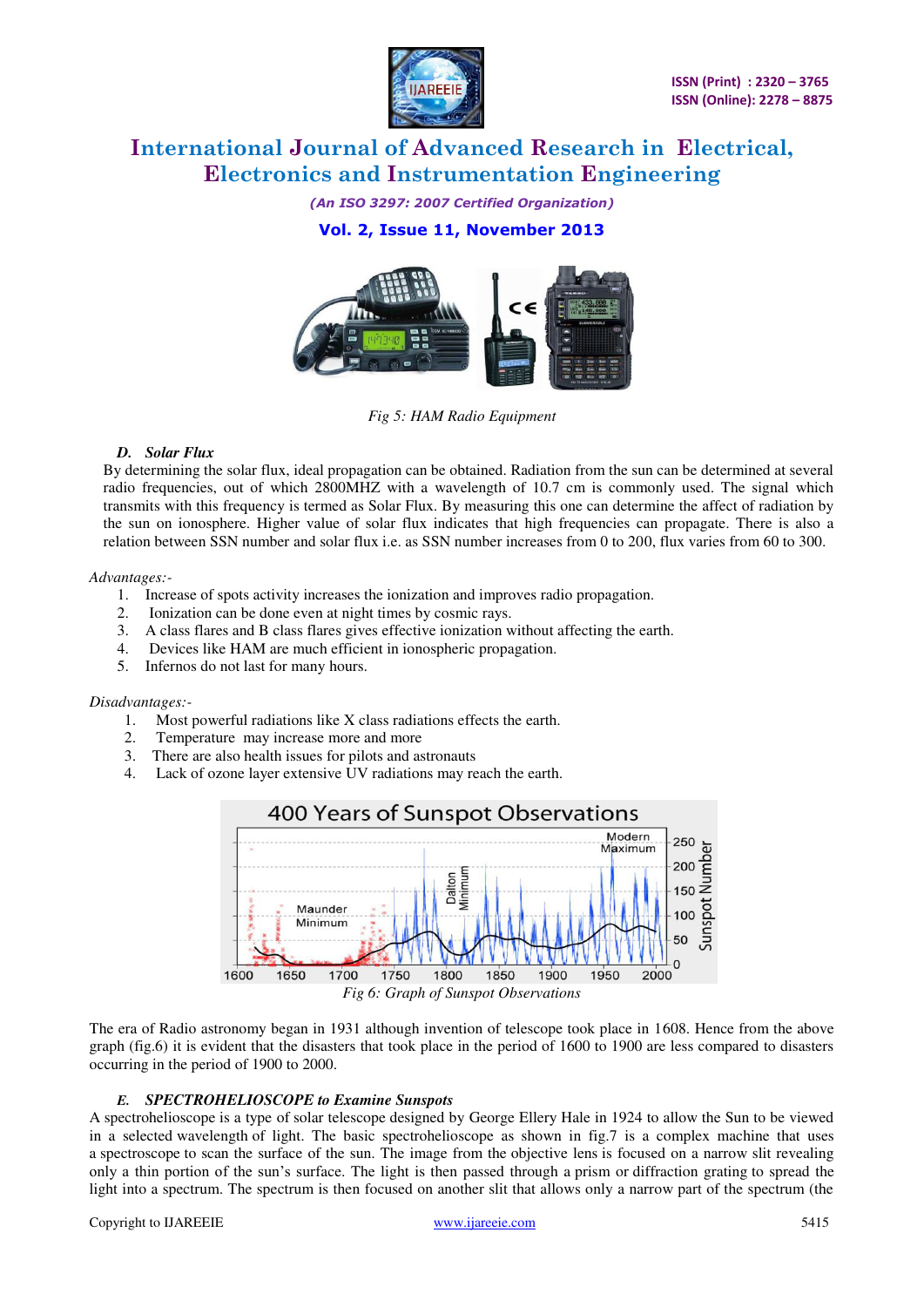Fig 5: HAM Radio Equipment

### D. Solar Flux

By determining the solar flux, ideal propagation can be obtained. Radiation from the sun can be determined at several radio frequencies, out of which 2800MHZ with a wavelength of 10.7 cm is commonly used. The signal which transmits with this frequency is termed as Solar Flux. By measuring this one can determine the affect of radiation by the sun on ionosphere. Higher value of solar flux indicates that high frequencies can propagate. There is also a relation between SSN number and solar flux i.e. as SSN number increases from 0 to 200, flux varies from 60 to 300.

*Advantages:-*

1. Increase of spots activity increases the ionization and improves radio propagation.
2. Ionization can be done even at night times by cosmic rays.
3. A class flares and B class flares gives effective ionization without affecting the earth.
4. Devices like HAM are much efficient in ionospheric propagation.
5. Infernos do not last for many hours.

*Disadvantages:-*

1. Most powerful radiations like X class radiations effects the earth.
2. Temperature may increase more and more
3. There are also health issues for pilots and astronauts
4. Lack of ozone layer extensive UV radiations may reach the earth.

Fig 6: Graph of Sunspot Observations

The era of Radio astronomy began in 1931 although invention of telescope took place in 1608. Hence from the above graph (fig.6) it is evident that the disasters that took place in the period of 1600 to 1900 are less compared to disasters occurring in the period of 1900 to 2000.

### E. SPECTROHELIOSCOPE to Examine Sunspots

A spectroheliscope is a type of solar telescope designed by George Ellery Hale in 1924 to allow the Sun to be viewed in a selected wavelength of light. The basic spectrohelioscope as shown in fig.7 is a complex machine that uses a spectroscope to scan the surface of the sun. The image from the objective lens is focused on a narrow slit revealing only a thin portion of the sun's surface. The light is then passed through a prism or diffraction grating to spread the light into a spectrum. The spectrum is then focused on another slit that allows only a narrow part of the spectrum (the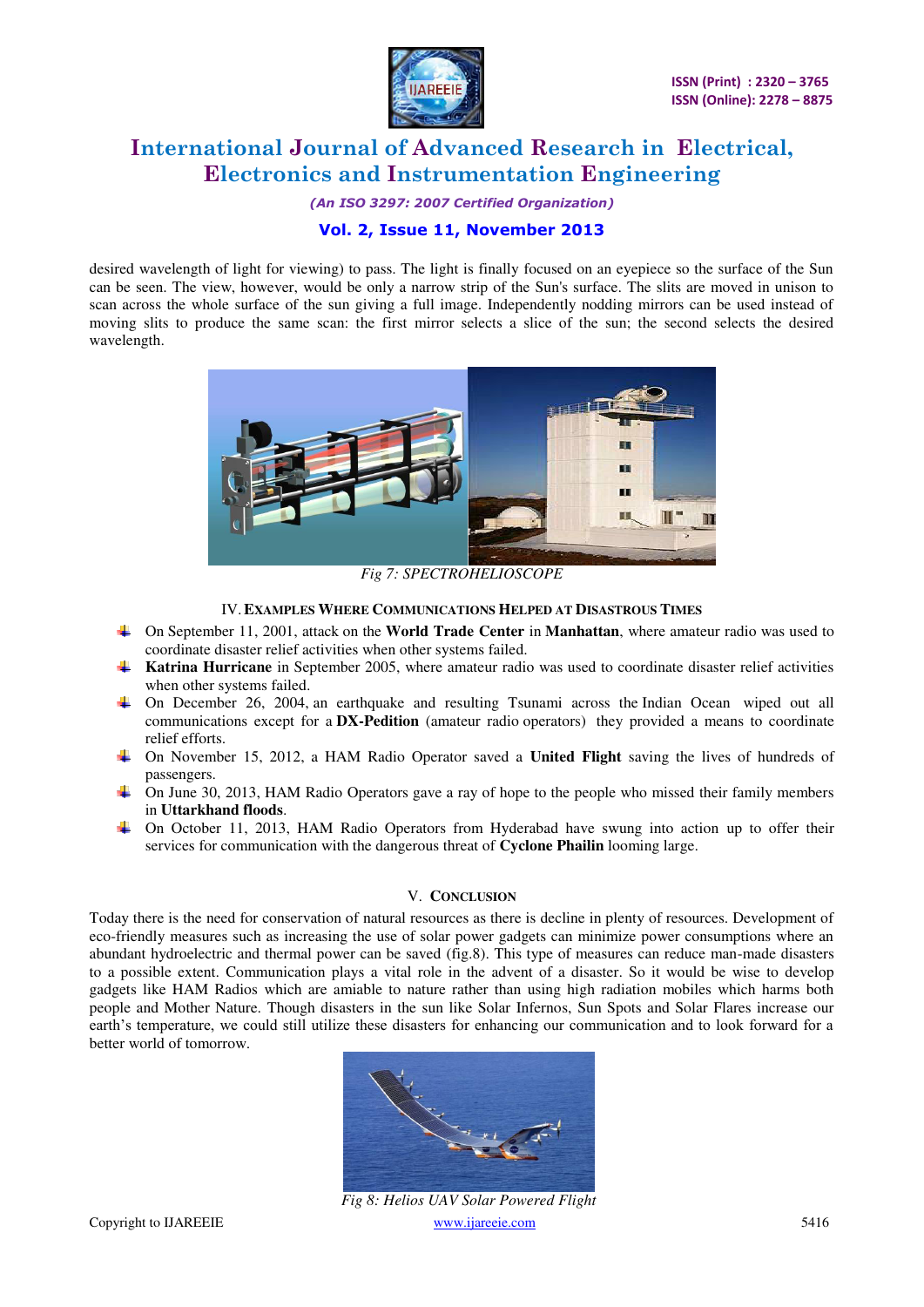desired wavelength of light for viewing) to pass. The light is finally focused on an eyepiece so the surface of the Sun can be seen. The view, however, would be only a narrow strip of the Sun's surface. The slits are moved in unison to scan across the whole surface of the sun giving a full image. Independently nodding mirrors can be used instead of moving slits to produce the same scan: the first mirror selects a slice of the sun; the second selects the desired wavelength.

*Fig 7: SPECTROHELIOSCOPE*

## IV. EXAMPLES WHERE COMMUNICATIONS HELPED AT DISASTROUS TIMES

- On September 11, 2001, attack on the **World Trade Center** in **Manhattan**, where amateur radio was used to coordinate disaster relief activities when other systems failed.
- **Katrina Hurricane** in September 2005, where amateur radio was used to coordinate disaster relief activities when other systems failed.
- On December 26, 2004, an earthquake and resulting Tsunami across the Indian Ocean wiped out all communications except for a **DX-Pedition** (amateur radio operators) they provided a means to coordinate relief efforts.
- On November 15, 2012, a HAM Radio Operator saved a **United Flight** saving the lives of hundreds of passengers.
- On June 30, 2013, HAM Radio Operators gave a ray of hope to the people who missed their family members in **Uttarkhand floods**.
- On October 11, 2013, HAM Radio Operators from Hyderabad have swung into action up to offer their services for communication with the dangerous threat of **Cyclone Phailin** looming large.

## V. CONCLUSION

Today there is the need for conservation of natural resources as there is decline in plenty of resources. Development of eco-friendly measures such as increasing the use of solar power gadgets can minimize power consumptions where an abundant hydroelectric and thermal power can be saved (fig.8). This type of measures can reduce man-made disasters to a possible extent. Communication plays a vital role in the advent of a disaster. So it would be wise to develop gadgets like HAM Radios which are amiable to nature rather than using high radiation mobiles which harms both people and Mother Nature. Though disasters in the sun like Solar Infernos, Sun Spots and Solar Flares increase our earth's temperature, we could still utilize these disasters for enhancing our communication and to look forward for a better world of tomorrow.

*Fig 8: Helios UAV Solar Powered Flight*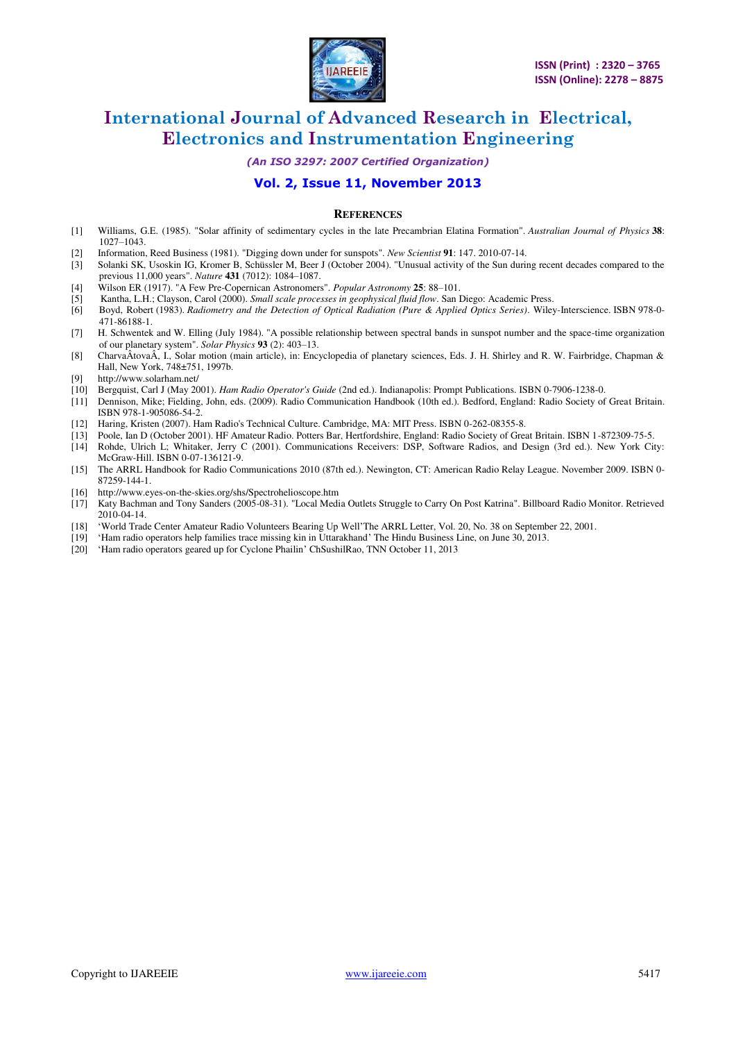## REFERENCES

[1] Williams, G.E. (1985). "Solar affinity of sedimentary cycles in the late Precambrian Elatina Formation". *Australian Journal of Physics* **38**: 1027–1043.

[2] Information, Reed Business (1981). "Digging down under for sunspots". *New Scientist* **91**: 147. 2010-07-14.

[3] Solanki SK, Usoskin IG, Kromer B, Schüssler M, Beer J (October 2004). "Unusual activity of the Sun during recent decades compared to the previous 11,000 years". *Nature* **431** (7012): 1084–1087.

[4] Wilson ER (1917). "A Few Pre-Copernican Astronomers". *Popular Astronomy* **25**: 88–101.

[5] Kantha, L.H.; Clayson, Carol (2000). *Small scale processes in geophysical fluid flow*. San Diego: Academic Press.

[6] Boyd, Robert (1983). *Radiometry and the Detection of Optical Radiation (Pure & Applied Optics Series)*. Wiley-Interscience. ISBN 978-0-471-86188-1.

[7] H. Schwentek and W. Elling (July 1984). "A possible relationship between spectral bands in sunspot number and the space-time organization of our planetary system". *Solar Physics* **93** (2): 403–13.

[8] CharvaÂtovaÂ, I., Solar motion (main article), in: Encyclopedia of planetary sciences, Eds. J. H. Shirley and R. W. Fairbridge, Chapman & Hall, New York, 748±751, 1997b.

[9] http://www.solarham.net/

[10] Bergquist, Carl J (May 2001). *Ham Radio Operator's Guide* (2nd ed.). Indianapolis: Prompt Publications. ISBN 0-7906-1238-0.

[11] Dennison, Mike; Fielding, John, eds. (2009). Radio Communication Handbook (10th ed.). Bedford, England: Radio Society of Great Britain. ISBN 978-1-905086-54-2.

[12] Haring, Kristen (2007). Ham Radio's Technical Culture. Cambridge, MA: MIT Press. ISBN 0-262-08355-8.

[13] Poole, Ian D (October 2001). HF Amateur Radio. Potters Bar, Hertfordshire, England: Radio Society of Great Britain. ISBN 1-872309-75-5.

[14] Rohde, Ulrich L; Whitaker, Jerry C (2001). Communications Receivers: DSP, Software Radios, and Design (3rd ed.). New York City: McGraw-Hill. ISBN 0-07-136121-9.

[15] The ARRL Handbook for Radio Communications 2010 (87th ed.). Newington, CT: American Radio Relay League. November 2009. ISBN 0-87259-144-1.

[16] http://www.eyes-on-the-skies.org/shs/Spectrohelioscope.htm

[17] Katy Bachman and Tony Sanders (2005-08-31). "Local Media Outlets Struggle to Carry On Post Katrina". Billboard Radio Monitor. Retrieved 2010-04-14.

[18] 'World Trade Center Amateur Radio Volunteers Bearing Up Well'The ARRL Letter, Vol. 20, No. 38 on September 22, 2001.

[19] 'Ham radio operators help families trace missing kin in Uttarakhand' The Hindu Business Line, on June 30, 2013.

[20] 'Ham radio operators geared up for Cyclone Phailin' ChSushilRao, TNN October 11, 2013